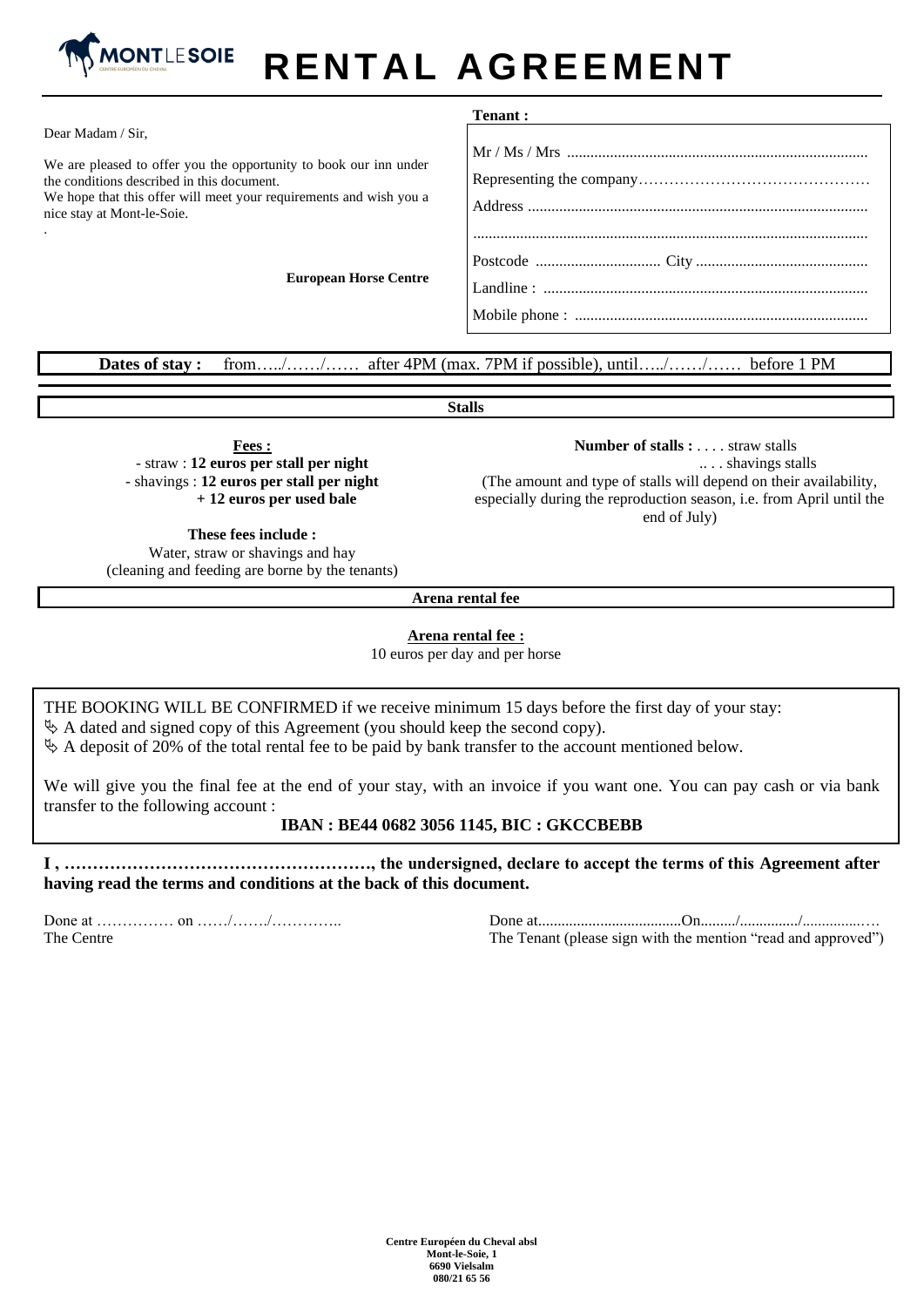MONTLESOIE
CENTRE EUROPÉEN DU CHEVAL

# RENTAL AGREEMENT

Dear Madam / Sir,

We are pleased to offer you the opportunity to book our inn under the conditions described in this document.
We hope that this offer will meet your requirements and wish you a nice stay at Mont-le-Soie.

.

**European Horse Centre**

**Tenant :**

Mr / Ms / Mrs ............................................................................

Representing the company……………………………………

Address .....................................................................................

..................................................................................................

Postcode ................................ City ...........................................

Landline : ..................................................................................

Mobile phone : ..........................................................................

**Dates of stay :** from…../……/…… after 4PM (max. 7PM if possible), until…../……/…… before 1 PM

## Stalls

**Fees :**
- straw : **12 euros per stall per night**
- shavings : **12 euros per stall per night + 12 euros per used bale**

**These fees include :**
Water, straw or shavings and hay
(cleaning and feeding are borne by the tenants)

**Number of stalls :** . . . . straw stalls
.. . . shavings stalls
(The amount and type of stalls will depend on their availability, especially during the reproduction season, i.e. from April until the end of July)

## Arena rental fee

**Arena rental fee :**
10 euros per day and per horse

THE BOOKING WILL BE CONFIRMED if we receive minimum 15 days before the first day of your stay:
- A dated and signed copy of this Agreement (you should keep the second copy).
- A deposit of 20% of the total rental fee to be paid by bank transfer to the account mentioned below.

We will give you the final fee at the end of your stay, with an invoice if you want one. You can pay cash or via bank transfer to the following account :

**IBAN : BE44 0682 3056 1145, BIC : GKCCBEBB**

**I , ………………………………………………, the undersigned, declare to accept the terms of this Agreement after having read the terms and conditions at the back of this document.**

Done at …………… on ……/……./…………..
The Centre

Done at.....................................On........./.............../...............…
The Tenant (please sign with the mention "read and approved")

**Centre Européen du Cheval absl**
**Mont-le-Soie, 1**
**6690 Vielsalm**
**080/21 65 56**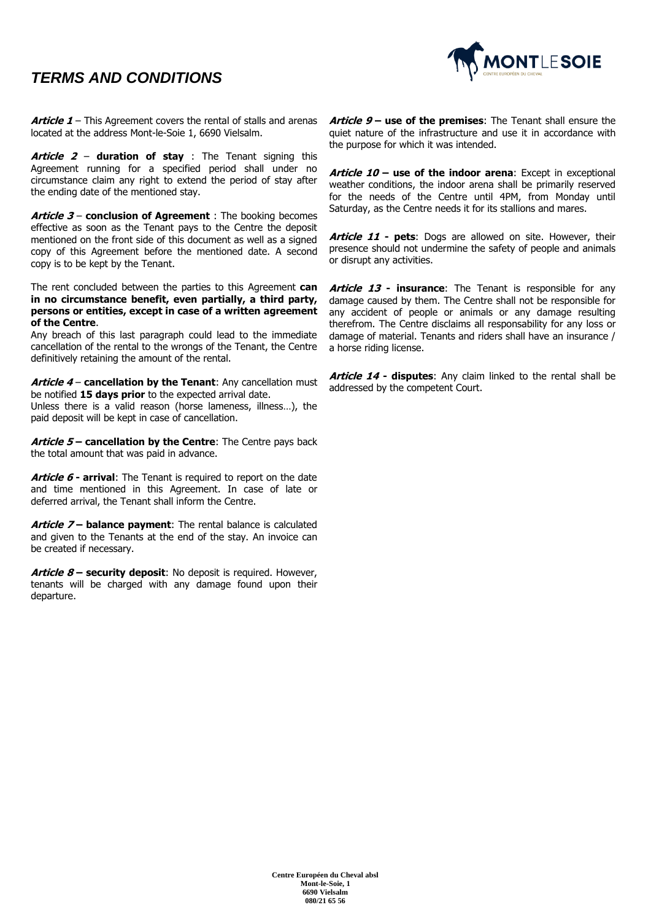# *TERMS AND CONDITIONS*

***Article 1*** – This Agreement covers the rental of stalls and arenas located at the address Mont-le-Soie 1, 6690 Vielsalm.

***Article 2*** – **duration of stay** : The Tenant signing this Agreement running for a specified period shall under no circumstance claim any right to extend the period of stay after the ending date of the mentioned stay.

***Article 3*** – **conclusion of Agreement** : The booking becomes effective as soon as the Tenant pays to the Centre the deposit mentioned on the front side of this document as well as a signed copy of this Agreement before the mentioned date. A second copy is to be kept by the Tenant.

The rent concluded between the parties to this Agreement **can in no circumstance benefit, even partially, a third party, persons or entities, except in case of a written agreement of the Centre**.
Any breach of this last paragraph could lead to the immediate cancellation of the rental to the wrongs of the Tenant, the Centre definitively retaining the amount of the rental.

***Article 4*** – **cancellation by the Tenant**: Any cancellation must be notified **15 days prior** to the expected arrival date.
Unless there is a valid reason (horse lameness, illness…), the paid deposit will be kept in case of cancellation.

***Article 5*** **– cancellation by the Centre**: The Centre pays back the total amount that was paid in advance.

***Article 6*** **- arrival**: The Tenant is required to report on the date and time mentioned in this Agreement. In case of late or deferred arrival, the Tenant shall inform the Centre.

***Article 7*** **– balance payment**: The rental balance is calculated and given to the Tenants at the end of the stay. An invoice can be created if necessary.

***Article 8*** **– security deposit**: No deposit is required. However, tenants will be charged with any damage found upon their departure.

***Article 9*** **– use of the premises**: The Tenant shall ensure the quiet nature of the infrastructure and use it in accordance with the purpose for which it was intended.

***Article 10*** **– use of the indoor arena**: Except in exceptional weather conditions, the indoor arena shall be primarily reserved for the needs of the Centre until 4PM, from Monday until Saturday, as the Centre needs it for its stallions and mares.

***Article 11*** **- pets**: Dogs are allowed on site. However, their presence should not undermine the safety of people and animals or disrupt any activities.

***Article 13*** **- insurance**: The Tenant is responsible for any damage caused by them. The Centre shall not be responsible for any accident of people or animals or any damage resulting therefrom. The Centre disclaims all responsability for any loss or damage of material. Tenants and riders shall have an insurance / a horse riding license.

***Article 14*** **- disputes**: Any claim linked to the rental shall be addressed by the competent Court.

**Centre Européen du Cheval absl**
**Mont-le-Soie, 1**
**6690 Vielsalm**
**080/21 65 56**